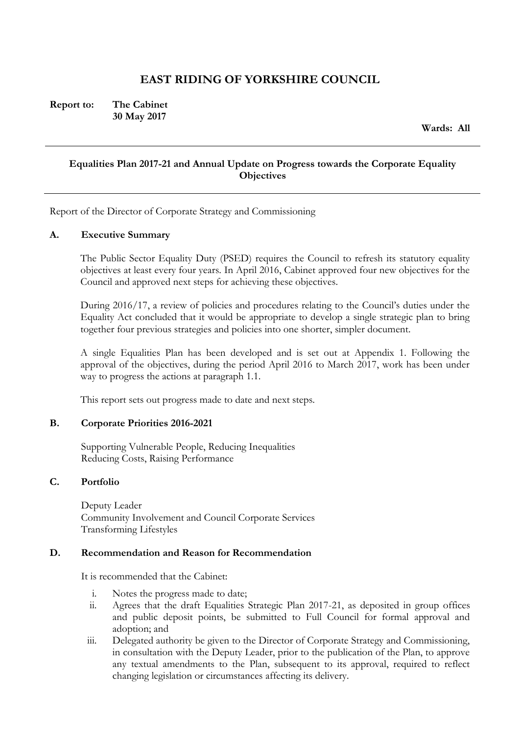# EAST RIDING OF YORKSHIRE COUNCIL

**Report to: The Cabinet**
**30 May 2017**

**Wards: All**

---

**Equalities Plan 2017-21 and Annual Update on Progress towards the Corporate Equality Objectives**

---

Report of the Director of Corporate Strategy and Commissioning

## A. Executive Summary

The Public Sector Equality Duty (PSED) requires the Council to refresh its statutory equality objectives at least every four years. In April 2016, Cabinet approved four new objectives for the Council and approved next steps for achieving these objectives.

During 2016/17, a review of policies and procedures relating to the Council's duties under the Equality Act concluded that it would be appropriate to develop a single strategic plan to bring together four previous strategies and policies into one shorter, simpler document.

A single Equalities Plan has been developed and is set out at Appendix 1. Following the approval of the objectives, during the period April 2016 to March 2017, work has been under way to progress the actions at paragraph 1.1.

This report sets out progress made to date and next steps.

## B. Corporate Priorities 2016-2021

Supporting Vulnerable People, Reducing Inequalities
Reducing Costs, Raising Performance

## C. Portfolio

Deputy Leader
Community Involvement and Council Corporate Services
Transforming Lifestyles

## D. Recommendation and Reason for Recommendation

It is recommended that the Cabinet:

i. Notes the progress made to date;
ii. Agrees that the draft Equalities Strategic Plan 2017-21, as deposited in group offices and public deposit points, be submitted to Full Council for formal approval and adoption; and
iii. Delegated authority be given to the Director of Corporate Strategy and Commissioning, in consultation with the Deputy Leader, prior to the publication of the Plan, to approve any textual amendments to the Plan, subsequent to its approval, required to reflect changing legislation or circumstances affecting its delivery.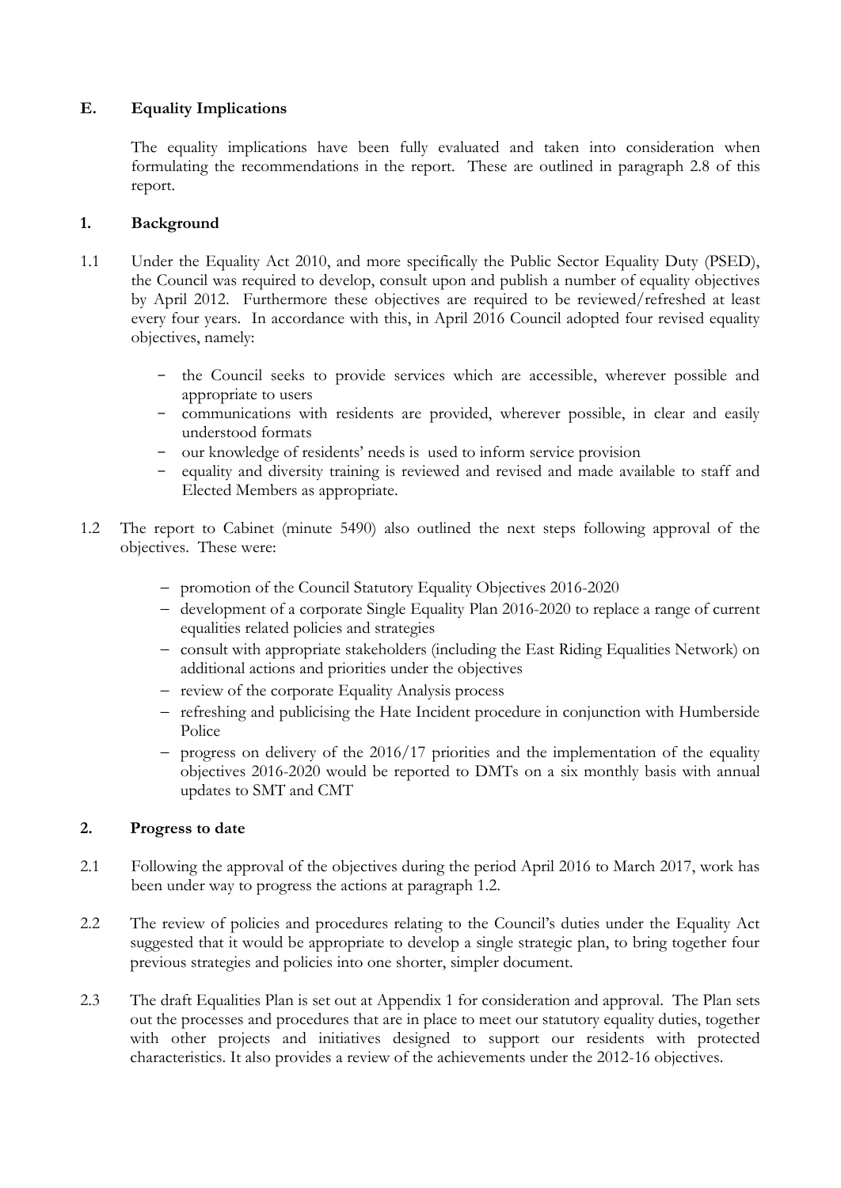## E. Equality Implications

The equality implications have been fully evaluated and taken into consideration when formulating the recommendations in the report. These are outlined in paragraph 2.8 of this report.

## 1. Background

1.1 Under the Equality Act 2010, and more specifically the Public Sector Equality Duty (PSED), the Council was required to develop, consult upon and publish a number of equality objectives by April 2012. Furthermore these objectives are required to be reviewed/refreshed at least every four years. In accordance with this, in April 2016 Council adopted four revised equality objectives, namely:

- the Council seeks to provide services which are accessible, wherever possible and appropriate to users
- communications with residents are provided, wherever possible, in clear and easily understood formats
- our knowledge of residents' needs is used to inform service provision
- equality and diversity training is reviewed and revised and made available to staff and Elected Members as appropriate.

1.2 The report to Cabinet (minute 5490) also outlined the next steps following approval of the objectives. These were:

- promotion of the Council Statutory Equality Objectives 2016-2020
- development of a corporate Single Equality Plan 2016-2020 to replace a range of current equalities related policies and strategies
- consult with appropriate stakeholders (including the East Riding Equalities Network) on additional actions and priorities under the objectives
- review of the corporate Equality Analysis process
- refreshing and publicising the Hate Incident procedure in conjunction with Humberside Police
- progress on delivery of the 2016/17 priorities and the implementation of the equality objectives 2016-2020 would be reported to DMTs on a six monthly basis with annual updates to SMT and CMT

## 2. Progress to date

2.1 Following the approval of the objectives during the period April 2016 to March 2017, work has been under way to progress the actions at paragraph 1.2.

2.2 The review of policies and procedures relating to the Council's duties under the Equality Act suggested that it would be appropriate to develop a single strategic plan, to bring together four previous strategies and policies into one shorter, simpler document.

2.3 The draft Equalities Plan is set out at Appendix 1 for consideration and approval. The Plan sets out the processes and procedures that are in place to meet our statutory equality duties, together with other projects and initiatives designed to support our residents with protected characteristics. It also provides a review of the achievements under the 2012-16 objectives.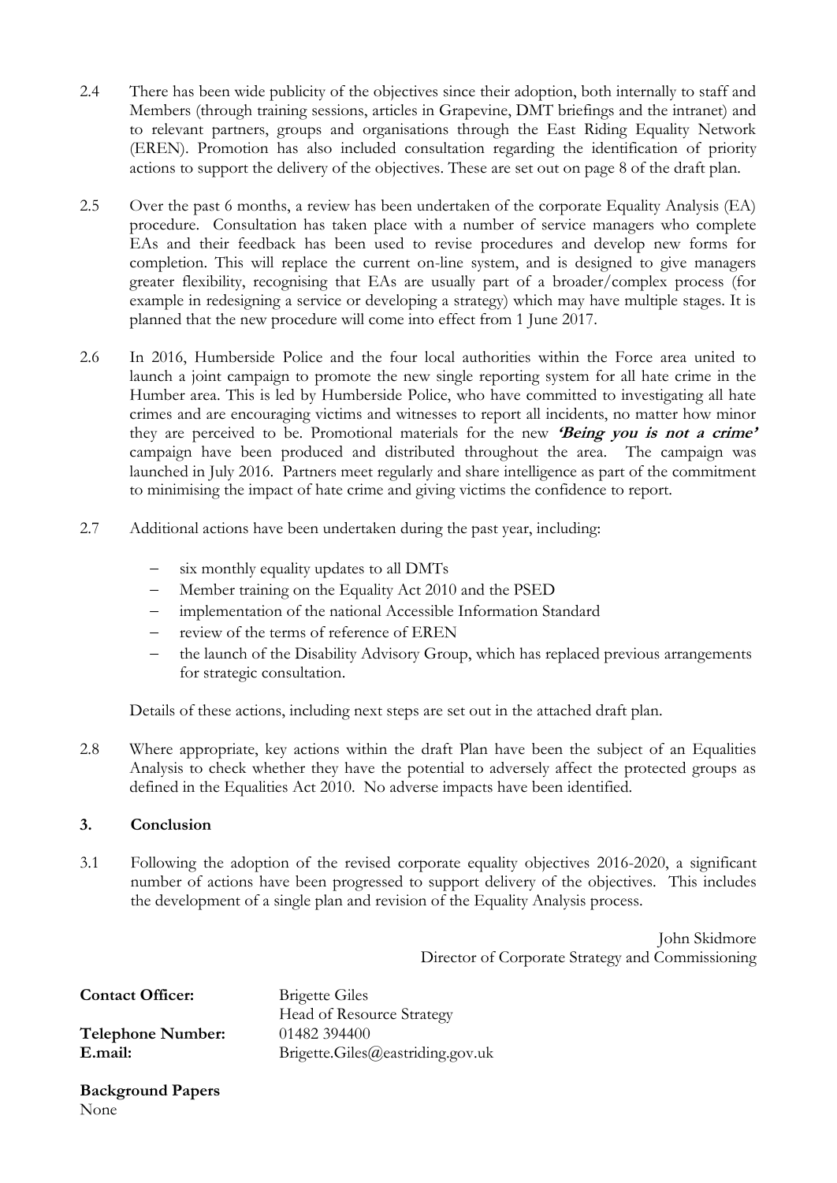2.4 There has been wide publicity of the objectives since their adoption, both internally to staff and Members (through training sessions, articles in Grapevine, DMT briefings and the intranet) and to relevant partners, groups and organisations through the East Riding Equality Network (EREN). Promotion has also included consultation regarding the identification of priority actions to support the delivery of the objectives. These are set out on page 8 of the draft plan.

2.5 Over the past 6 months, a review has been undertaken of the corporate Equality Analysis (EA) procedure. Consultation has taken place with a number of service managers who complete EAs and their feedback has been used to revise procedures and develop new forms for completion. This will replace the current on-line system, and is designed to give managers greater flexibility, recognising that EAs are usually part of a broader/complex process (for example in redesigning a service or developing a strategy) which may have multiple stages. It is planned that the new procedure will come into effect from 1 June 2017.

2.6 In 2016, Humberside Police and the four local authorities within the Force area united to launch a joint campaign to promote the new single reporting system for all hate crime in the Humber area. This is led by Humberside Police, who have committed to investigating all hate crimes and are encouraging victims and witnesses to report all incidents, no matter how minor they are perceived to be. Promotional materials for the new ***'Being you is not a crime'*** campaign have been produced and distributed throughout the area. The campaign was launched in July 2016. Partners meet regularly and share intelligence as part of the commitment to minimising the impact of hate crime and giving victims the confidence to report.

2.7 Additional actions have been undertaken during the past year, including:

- six monthly equality updates to all DMTs
- Member training on the Equality Act 2010 and the PSED
- implementation of the national Accessible Information Standard
- review of the terms of reference of EREN
- the launch of the Disability Advisory Group, which has replaced previous arrangements for strategic consultation.

Details of these actions, including next steps are set out in the attached draft plan.

2.8 Where appropriate, key actions within the draft Plan have been the subject of an Equalities Analysis to check whether they have the potential to adversely affect the protected groups as defined in the Equalities Act 2010. No adverse impacts have been identified.

## 3. Conclusion

3.1 Following the adoption of the revised corporate equality objectives 2016-2020, a significant number of actions have been progressed to support delivery of the objectives. This includes the development of a single plan and revision of the Equality Analysis process.

John Skidmore
Director of Corporate Strategy and Commissioning

**Contact Officer:** Brigette Giles
Head of Resource Strategy
**Telephone Number:** 01482 394400
**E.mail:** Brigette.Giles@eastriding.gov.uk

**Background Papers**
None